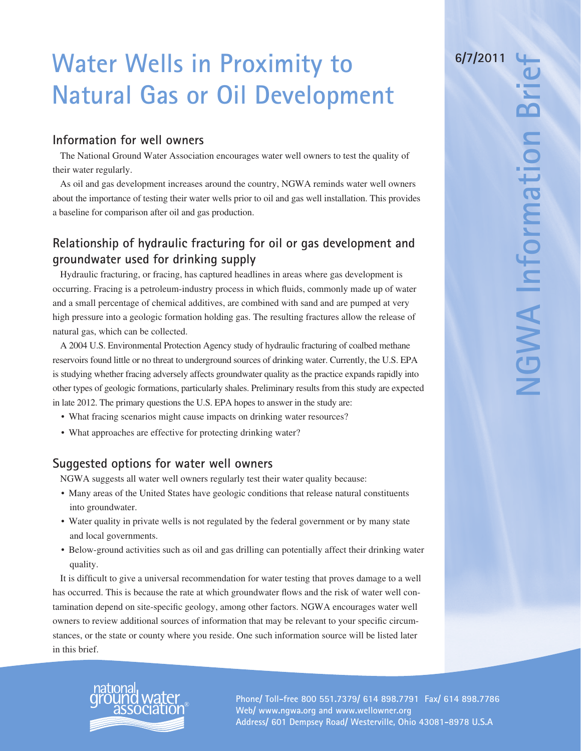# Water Wells in Proximity to Natural Gas or Oil Development

6/7/2011

NGWA Information Brief

## Information for well owners

The National Ground Water Association encourages water well owners to test the quality of their water regularly.

As oil and gas development increases around the country, NGWA reminds water well owners about the importance of testing their water wells prior to oil and gas well installation. This provides a baseline for comparison after oil and gas production.

## Relationship of hydraulic fracturing for oil or gas development and groundwater used for drinking supply

Hydraulic fracturing, or fracing, has captured headlines in areas where gas development is occurring. Fracing is a petroleum-industry process in which fluids, commonly made up of water and a small percentage of chemical additives, are combined with sand and are pumped at very high pressure into a geologic formation holding gas. The resulting fractures allow the release of natural gas, which can be collected.

A 2004 U.S. Environmental Protection Agency study of hydraulic fracturing of coalbed methane reservoirs found little or no threat to underground sources of drinking water. Currently, the U.S. EPA is studying whether fracing adversely affects groundwater quality as the practice expands rapidly into other types of geologic formations, particularly shales. Preliminary results from this study are expected in late 2012. The primary questions the U.S. EPA hopes to answer in the study are:

- What fracing scenarios might cause impacts on drinking water resources?
- What approaches are effective for protecting drinking water?

## Suggested options for water well owners

NGWA suggests all water well owners regularly test their water quality because:

- Many areas of the United States have geologic conditions that release natural constituents into groundwater.
- Water quality in private wells is not regulated by the federal government or by many state and local governments.
- Below-ground activities such as oil and gas drilling can potentially affect their drinking water quality.

It is difficult to give a universal recommendation for water testing that proves damage to a well has occurred. This is because the rate at which groundwater flows and the risk of water well contamination depend on site-specific geology, among other factors. NGWA encourages water well owners to review additional sources of information that may be relevant to your specific circumstances, or the state or county where you reside. One such information source will be listed later in this brief.

national ground water association®

Phone/ Toll-free 800 551.7379/ 614 898.7791 Fax/ 614 898.7786
Web/ www.ngwa.org and www.wellowner.org
Address/ 601 Dempsey Road/ Westerville, Ohio 43081-8978 U.S.A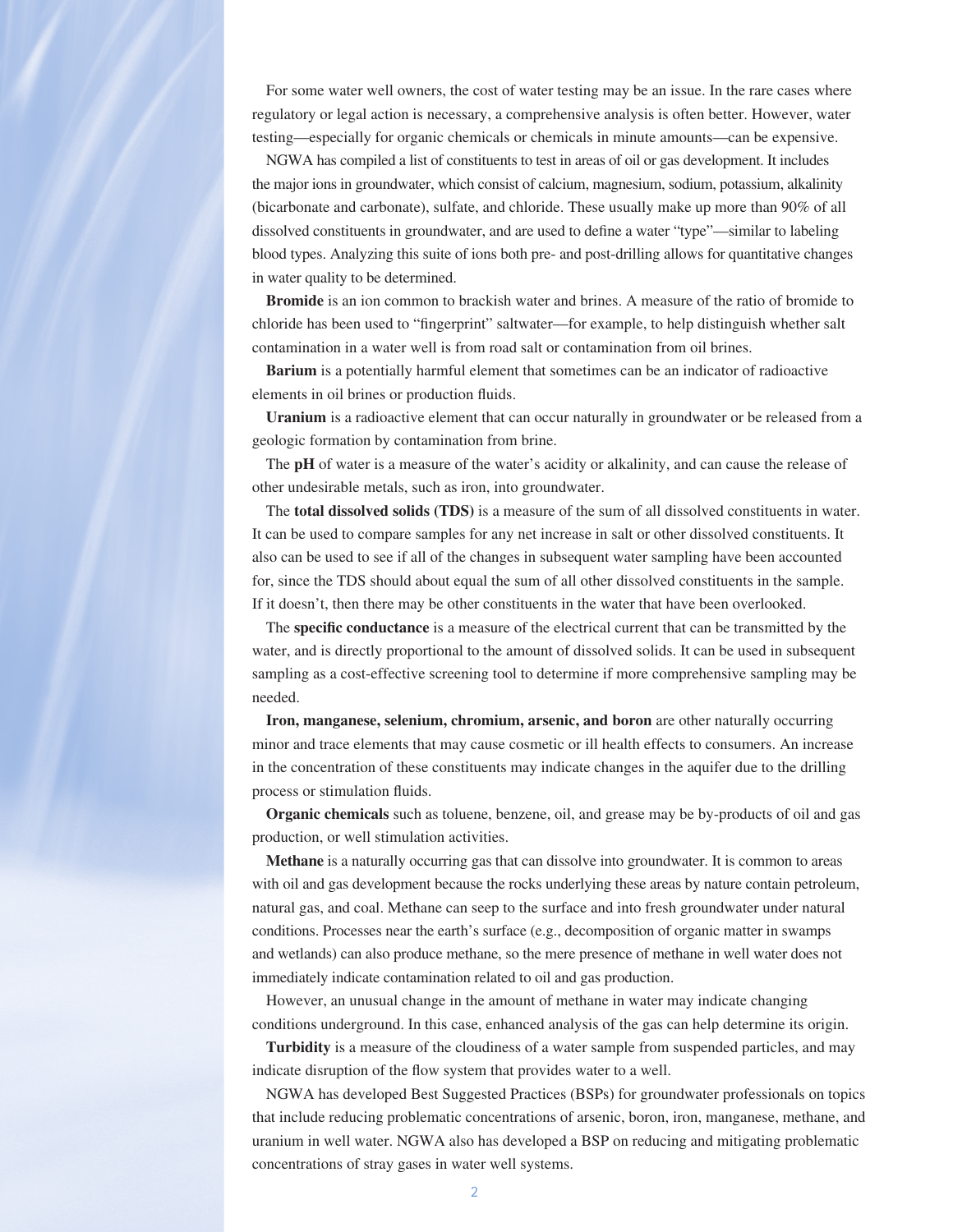For some water well owners, the cost of water testing may be an issue. In the rare cases where regulatory or legal action is necessary, a comprehensive analysis is often better. However, water testing—especially for organic chemicals or chemicals in minute amounts—can be expensive.

NGWA has compiled a list of constituents to test in areas of oil or gas development. It includes the major ions in groundwater, which consist of calcium, magnesium, sodium, potassium, alkalinity (bicarbonate and carbonate), sulfate, and chloride. These usually make up more than 90% of all dissolved constituents in groundwater, and are used to define a water "type"—similar to labeling blood types. Analyzing this suite of ions both pre- and post-drilling allows for quantitative changes in water quality to be determined.

**Bromide** is an ion common to brackish water and brines. A measure of the ratio of bromide to chloride has been used to "fingerprint" saltwater—for example, to help distinguish whether salt contamination in a water well is from road salt or contamination from oil brines.

**Barium** is a potentially harmful element that sometimes can be an indicator of radioactive elements in oil brines or production fluids.

**Uranium** is a radioactive element that can occur naturally in groundwater or be released from a geologic formation by contamination from brine.

The **pH** of water is a measure of the water's acidity or alkalinity, and can cause the release of other undesirable metals, such as iron, into groundwater.

The **total dissolved solids (TDS)** is a measure of the sum of all dissolved constituents in water. It can be used to compare samples for any net increase in salt or other dissolved constituents. It also can be used to see if all of the changes in subsequent water sampling have been accounted for, since the TDS should about equal the sum of all other dissolved constituents in the sample. If it doesn't, then there may be other constituents in the water that have been overlooked.

The **specific conductance** is a measure of the electrical current that can be transmitted by the water, and is directly proportional to the amount of dissolved solids. It can be used in subsequent sampling as a cost-effective screening tool to determine if more comprehensive sampling may be needed.

**Iron, manganese, selenium, chromium, arsenic, and boron** are other naturally occurring minor and trace elements that may cause cosmetic or ill health effects to consumers. An increase in the concentration of these constituents may indicate changes in the aquifer due to the drilling process or stimulation fluids.

**Organic chemicals** such as toluene, benzene, oil, and grease may be by-products of oil and gas production, or well stimulation activities.

**Methane** is a naturally occurring gas that can dissolve into groundwater. It is common to areas with oil and gas development because the rocks underlying these areas by nature contain petroleum, natural gas, and coal. Methane can seep to the surface and into fresh groundwater under natural conditions. Processes near the earth's surface (e.g., decomposition of organic matter in swamps and wetlands) can also produce methane, so the mere presence of methane in well water does not immediately indicate contamination related to oil and gas production.

However, an unusual change in the amount of methane in water may indicate changing conditions underground. In this case, enhanced analysis of the gas can help determine its origin.

**Turbidity** is a measure of the cloudiness of a water sample from suspended particles, and may indicate disruption of the flow system that provides water to a well.

NGWA has developed Best Suggested Practices (BSPs) for groundwater professionals on topics that include reducing problematic concentrations of arsenic, boron, iron, manganese, methane, and uranium in well water. NGWA also has developed a BSP on reducing and mitigating problematic concentrations of stray gases in water well systems.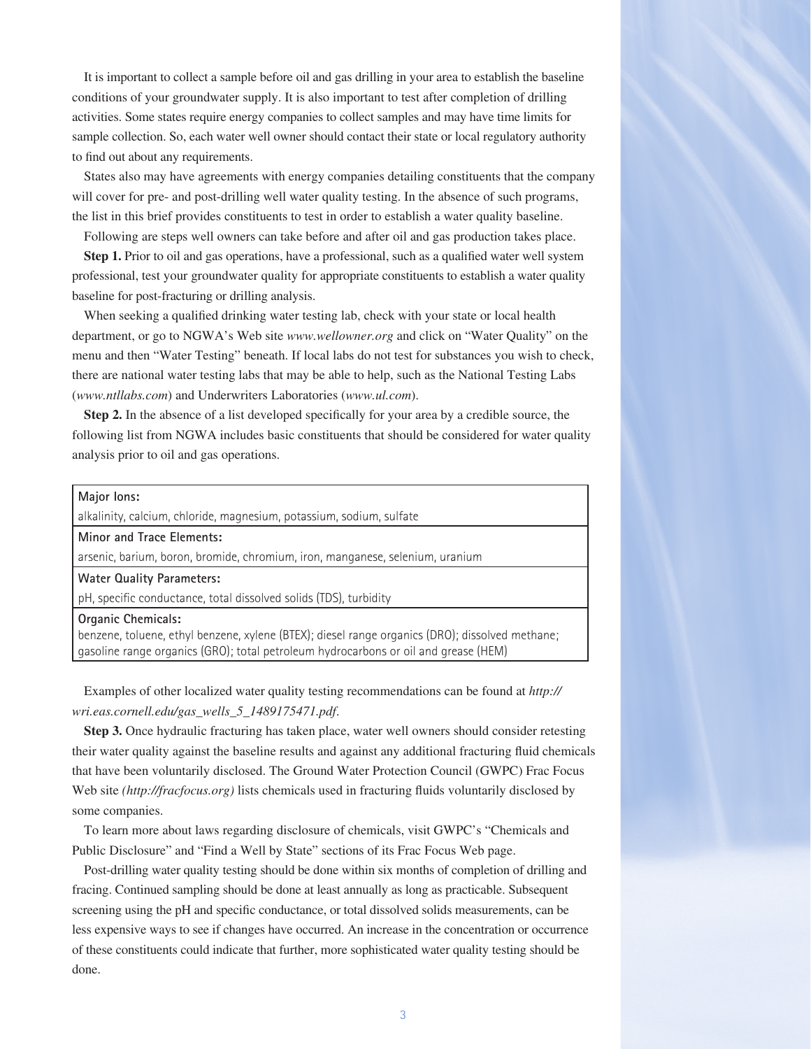It is important to collect a sample before oil and gas drilling in your area to establish the baseline conditions of your groundwater supply. It is also important to test after completion of drilling activities. Some states require energy companies to collect samples and may have time limits for sample collection. So, each water well owner should contact their state or local regulatory authority to find out about any requirements.

States also may have agreements with energy companies detailing constituents that the company will cover for pre- and post-drilling well water quality testing. In the absence of such programs, the list in this brief provides constituents to test in order to establish a water quality baseline.

Following are steps well owners can take before and after oil and gas production takes place.

**Step 1.** Prior to oil and gas operations, have a professional, such as a qualified water well system professional, test your groundwater quality for appropriate constituents to establish a water quality baseline for post-fracturing or drilling analysis.

When seeking a qualified drinking water testing lab, check with your state or local health department, or go to NGWA's Web site *www.wellowner.org* and click on "Water Quality" on the menu and then "Water Testing" beneath. If local labs do not test for substances you wish to check, there are national water testing labs that may be able to help, such as the National Testing Labs (*www.ntllabs.com*) and Underwriters Laboratories (*www.ul.com*).

**Step 2.** In the absence of a list developed specifically for your area by a credible source, the following list from NGWA includes basic constituents that should be considered for water quality analysis prior to oil and gas operations.

| **Major Ions:** |
|---|
| alkalinity, calcium, chloride, magnesium, potassium, sodium, sulfate |
| **Minor and Trace Elements:** |
| arsenic, barium, boron, bromide, chromium, iron, manganese, selenium, uranium |
| **Water Quality Parameters:** |
| pH, specific conductance, total dissolved solids (TDS), turbidity |
| **Organic Chemicals:** |
| benzene, toluene, ethyl benzene, xylene (BTEX); diesel range organics (DRO); dissolved methane; gasoline range organics (GRO); total petroleum hydrocarbons or oil and grease (HEM) |

Examples of other localized water quality testing recommendations can be found at *http://wri.eas.cornell.edu/gas_wells_5_1489175471.pdf*.

**Step 3.** Once hydraulic fracturing has taken place, water well owners should consider retesting their water quality against the baseline results and against any additional fracturing fluid chemicals that have been voluntarily disclosed. The Ground Water Protection Council (GWPC) Frac Focus Web site *(http://fracfocus.org)* lists chemicals used in fracturing fluids voluntarily disclosed by some companies.

To learn more about laws regarding disclosure of chemicals, visit GWPC's "Chemicals and Public Disclosure" and "Find a Well by State" sections of its Frac Focus Web page.

Post-drilling water quality testing should be done within six months of completion of drilling and fracing. Continued sampling should be done at least annually as long as practicable. Subsequent screening using the pH and specific conductance, or total dissolved solids measurements, can be less expensive ways to see if changes have occurred. An increase in the concentration or occurrence of these constituents could indicate that further, more sophisticated water quality testing should be done.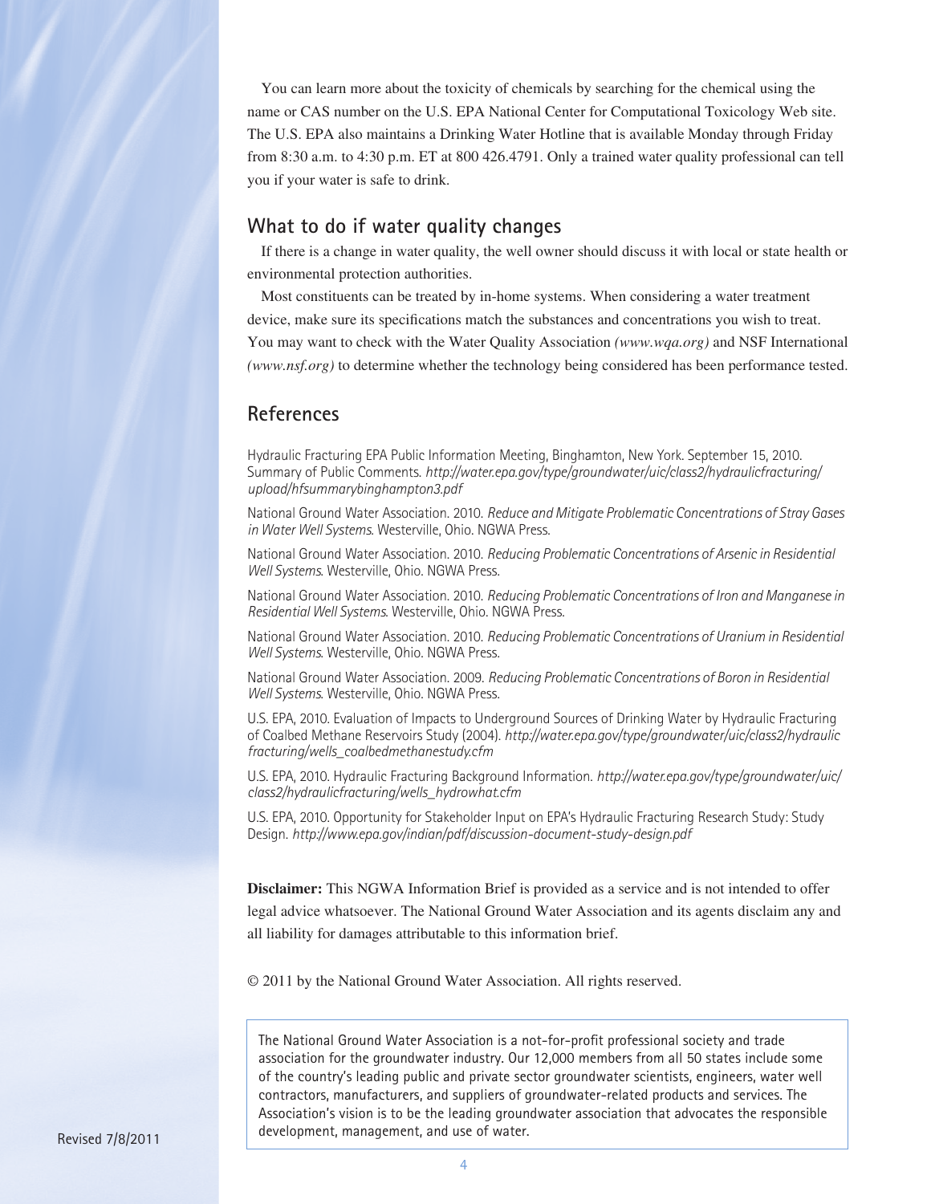You can learn more about the toxicity of chemicals by searching for the chemical using the name or CAS number on the U.S. EPA National Center for Computational Toxicology Web site. The U.S. EPA also maintains a Drinking Water Hotline that is available Monday through Friday from 8:30 a.m. to 4:30 p.m. ET at 800 426.4791. Only a trained water quality professional can tell you if your water is safe to drink.

## What to do if water quality changes

If there is a change in water quality, the well owner should discuss it with local or state health or environmental protection authorities.

Most constituents can be treated by in-home systems. When considering a water treatment device, make sure its specifications match the substances and concentrations you wish to treat. You may want to check with the Water Quality Association *(www.wqa.org)* and NSF International *(www.nsf.org)* to determine whether the technology being considered has been performance tested.

## References

Hydraulic Fracturing EPA Public Information Meeting, Binghamton, New York. September 15, 2010. Summary of Public Comments. *http://water.epa.gov/type/groundwater/uic/class2/hydraulicfracturing/upload/hfsummarybinghampton3.pdf*

National Ground Water Association. 2010. *Reduce and Mitigate Problematic Concentrations of Stray Gases in Water Well Systems*. Westerville, Ohio. NGWA Press.

National Ground Water Association. 2010. *Reducing Problematic Concentrations of Arsenic in Residential Well Systems*. Westerville, Ohio. NGWA Press.

National Ground Water Association. 2010. *Reducing Problematic Concentrations of Iron and Manganese in Residential Well Systems*. Westerville, Ohio. NGWA Press.

National Ground Water Association. 2010. *Reducing Problematic Concentrations of Uranium in Residential Well Systems*. Westerville, Ohio. NGWA Press.

National Ground Water Association. 2009. *Reducing Problematic Concentrations of Boron in Residential Well Systems*. Westerville, Ohio. NGWA Press.

U.S. EPA, 2010. Evaluation of Impacts to Underground Sources of Drinking Water by Hydraulic Fracturing of Coalbed Methane Reservoirs Study (2004). *http://water.epa.gov/type/groundwater/uic/class2/hydraulicfracturing/wells_coalbedmethanestudy.cfm*

U.S. EPA, 2010. Hydraulic Fracturing Background Information. *http://water.epa.gov/type/groundwater/uic/class2/hydraulicfracturing/wells_hydrowhat.cfm*

U.S. EPA, 2010. Opportunity for Stakeholder Input on EPA's Hydraulic Fracturing Research Study: Study Design. *http://www.epa.gov/indian/pdf/discussion-document-study-design.pdf*

**Disclaimer:** This NGWA Information Brief is provided as a service and is not intended to offer legal advice whatsoever. The National Ground Water Association and its agents disclaim any and all liability for damages attributable to this information brief.

© 2011 by the National Ground Water Association. All rights reserved.

The National Ground Water Association is a not-for-profit professional society and trade association for the groundwater industry. Our 12,000 members from all 50 states include some of the country's leading public and private sector groundwater scientists, engineers, water well contractors, manufacturers, and suppliers of groundwater-related products and services. The Association's vision is to be the leading groundwater association that advocates the responsible development, management, and use of water.

Revised 7/8/2011